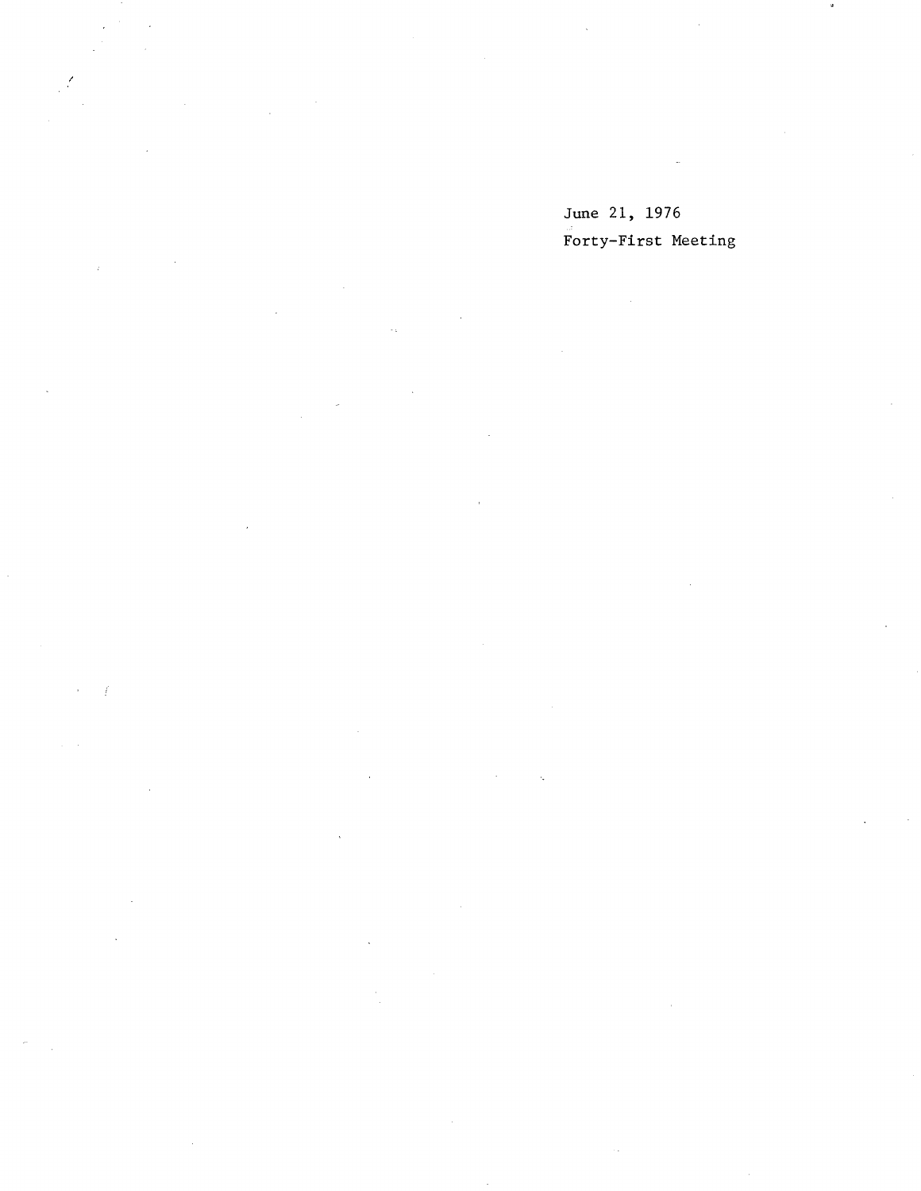June 21, 1976

Forty-First Meeting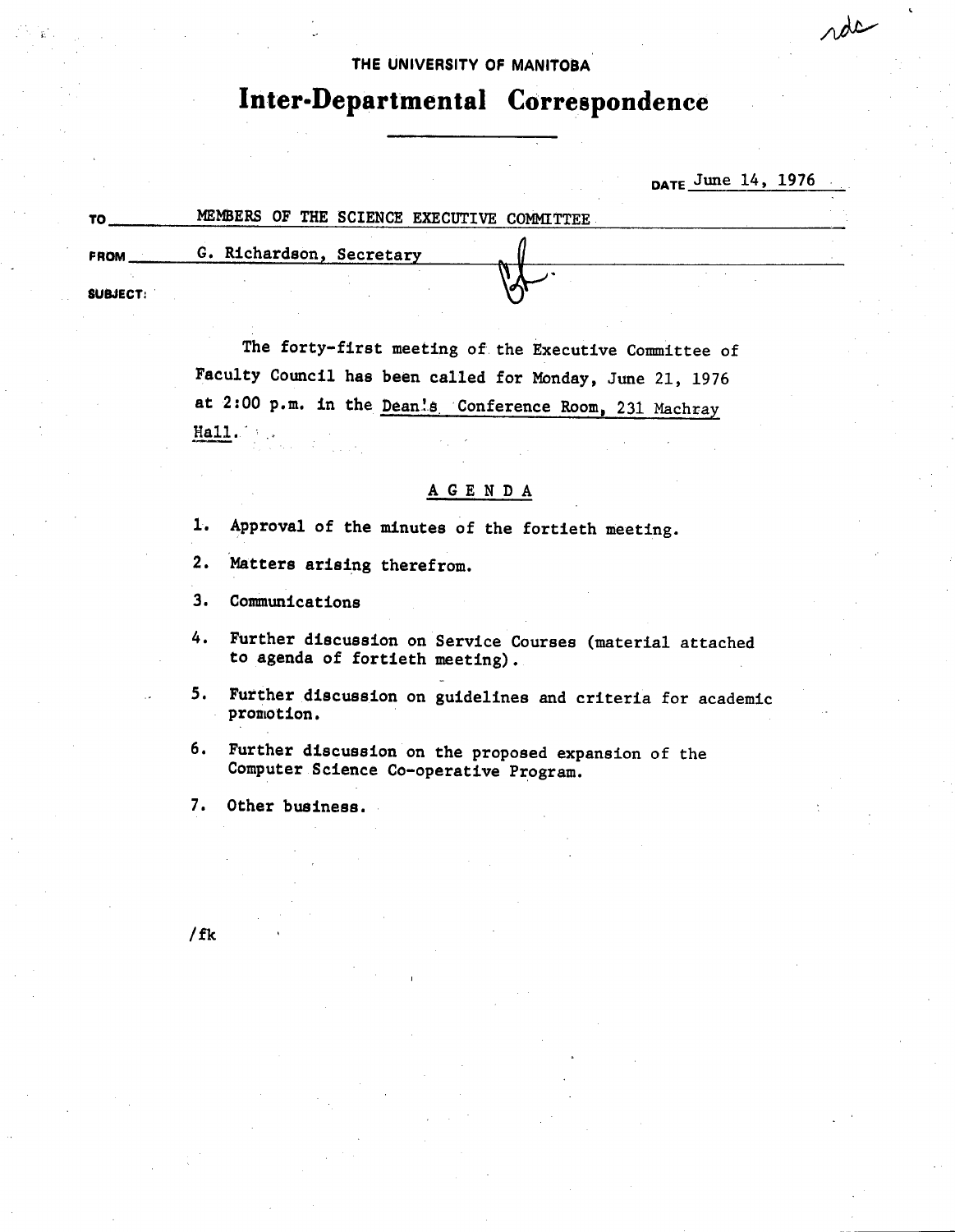THE UNIVERSITY OF MANITOBA

# Inter-Departmental Correspondence

DATE June 14, 1976

TO MEMBERS OF THE SCIENCE EXECUTIVE COMMITTEE

FROM G. Richardson, Secretary

SUBJECT:

The forty-first meeting of the Executive Committee of Faculty Council has been called for Monday, June 21, 1976 at 2:00 p.m. in the Dean's Conference Room, 231 Machray Hall.

## AGENDA

1. Approval of the minutes of the fortieth meeting.
2. Matters arising therefrom.
3. Communications
4. Further discussion on Service Courses (material attached to agenda of fortieth meeting).
5. Further discussion on guidelines and criteria for academic promotion.
6. Further discussion on the proposed expansion of the Computer Science Co-operative Program.
7. Other business.

/fk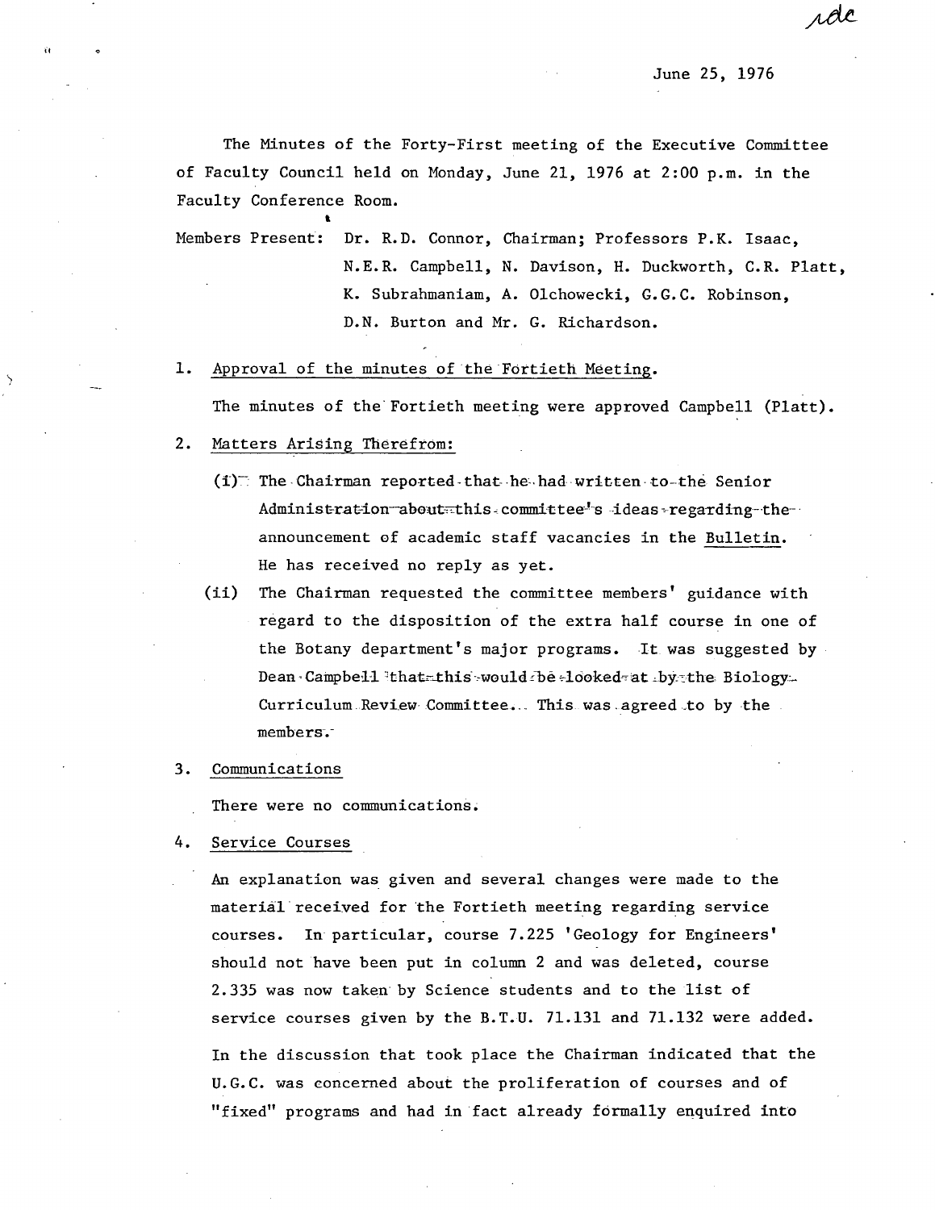rdc

June 25, 1976

The Minutes of the Forty-First meeting of the Executive Committee of Faculty Council held on Monday, June 21, 1976 at 2:00 p.m. in the Faculty Conference Room.

Members Present: Dr. R.D. Connor, Chairman; Professors P.K. Isaac, N.E.R. Campbell, N. Davison, H. Duckworth, C.R. Platt, K. Subrahmaniam, A. Olchowecki, G.G.C. Robinson, D.N. Burton and Mr. G. Richardson.

1. Approval of the minutes of the Fortieth Meeting.

   The minutes of the Fortieth meeting were approved Campbell (Platt).

2. Matters Arising Therefrom:

   (i) The Chairman reported that he had written to the Senior Administration about this committee's ideas regarding the announcement of academic staff vacancies in the Bulletin. He has received no reply as yet.

   (ii) The Chairman requested the committee members' guidance with regard to the disposition of the extra half course in one of the Botany department's major programs. It was suggested by Dean Campbell that this would be looked at by the Biology Curriculum Review Committee. This was agreed to by the members.

3. Communications

   There were no communications.

4. Service Courses

   An explanation was given and several changes were made to the material received for the Fortieth meeting regarding service courses. In particular, course 7.225 'Geology for Engineers' should not have been put in column 2 and was deleted, course 2.335 was now taken by Science students and to the list of service courses given by the B.T.U. 71.131 and 71.132 were added.

   In the discussion that took place the Chairman indicated that the U.G.C. was concerned about the proliferation of courses and of "fixed" programs and had in fact already formally enquired into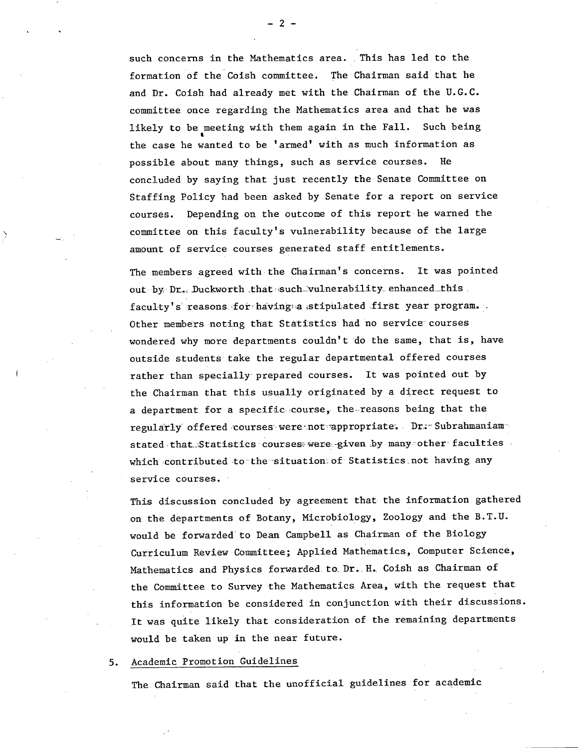such concerns in the Mathematics area. This has led to the formation of the Coish committee. The Chairman said that he and Dr. Coish had already met with the Chairman of the U.G.C. committee once regarding the Mathematics area and that he was likely to be meeting with them again in the Fall. Such being the case he wanted to be 'armed' with as much information as possible about many things, such as service courses. He concluded by saying that just recently the Senate Committee on Staffing Policy had been asked by Senate for a report on service courses. Depending on the outcome of this report he warned the committee on this faculty's vulnerability because of the large amount of service courses generated staff entitlements.

The members agreed with the Chairman's concerns. It was pointed out by Dr. Duckworth that such vulnerability enhanced this faculty's reasons for having a stipulated first year program. Other members noting that Statistics had no service courses wondered why more departments couldn't do the same, that is, have outside students take the regular departmental offered courses rather than specially prepared courses. It was pointed out by the Chairman that this usually originated by a direct request to a department for a specific course, the reasons being that the regularly offered courses were not appropriate. Dr. Subrahmaniam stated that Statistics courses were given by many other faculties which contributed to the situation of Statistics not having any service courses.

This discussion concluded by agreement that the information gathered on the departments of Botany, Microbiology, Zoology and the B.T.U. would be forwarded to Dean Campbell as Chairman of the Biology Curriculum Review Committee; Applied Mathematics, Computer Science, Mathematics and Physics forwarded to Dr. H. Coish as Chairman of the Committee to Survey the Mathematics Area, with the request that this information be considered in conjunction with their discussions. It was quite likely that consideration of the remaining departments would be taken up in the near future.

5. Academic Promotion Guidelines

The Chairman said that the unofficial guidelines for academic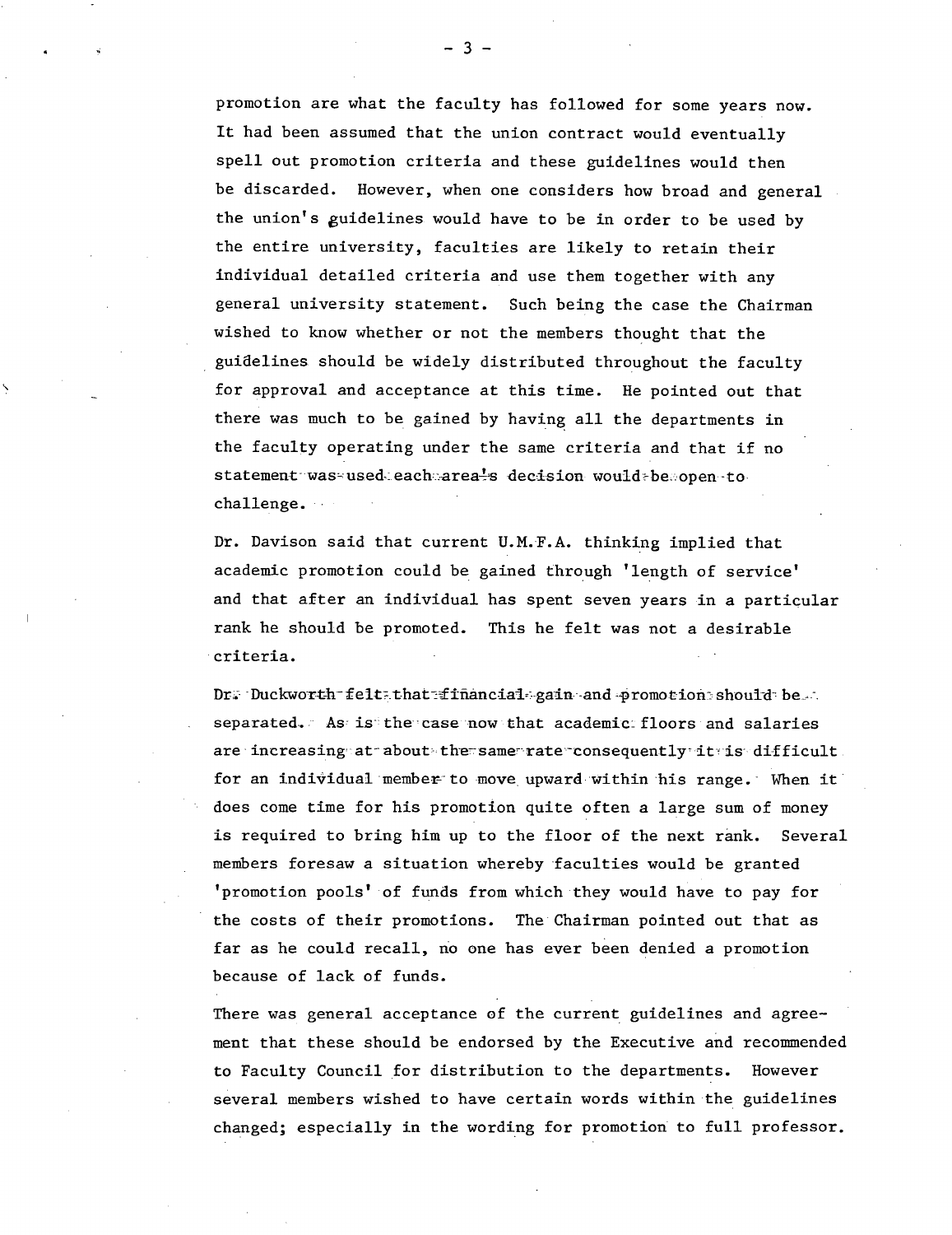promotion are what the faculty has followed for some years now. It had been assumed that the union contract would eventually spell out promotion criteria and these guidelines would then be discarded. However, when one considers how broad and general the union's guidelines would have to be in order to be used by the entire university, faculties are likely to retain their individual detailed criteria and use them together with any general university statement. Such being the case the Chairman wished to know whether or not the members thought that the guidelines should be widely distributed throughout the faculty for approval and acceptance at this time. He pointed out that there was much to be gained by having all the departments in the faculty operating under the same criteria and that if no statement was used each area's decision would be open to challenge.

Dr. Davison said that current U.M.F.A. thinking implied that academic promotion could be gained through 'length of service' and that after an individual has spent seven years in a particular rank he should be promoted. This he felt was not a desirable criteria.

Dr. Duckworth felt that financial gain and promotion should be separated. As is the case now that academic floors and salaries are increasing at about the same rate consequently it is difficult for an individual member to move upward within his range. When it does come time for his promotion quite often a large sum of money is required to bring him up to the floor of the next rank. Several members foresaw a situation whereby faculties would be granted 'promotion pools' of funds from which they would have to pay for the costs of their promotions. The Chairman pointed out that as far as he could recall, no one has ever been denied a promotion because of lack of funds.

There was general acceptance of the current guidelines and agreement that these should be endorsed by the Executive and recommended to Faculty Council for distribution to the departments. However several members wished to have certain words within the guidelines changed; especially in the wording for promotion to full professor.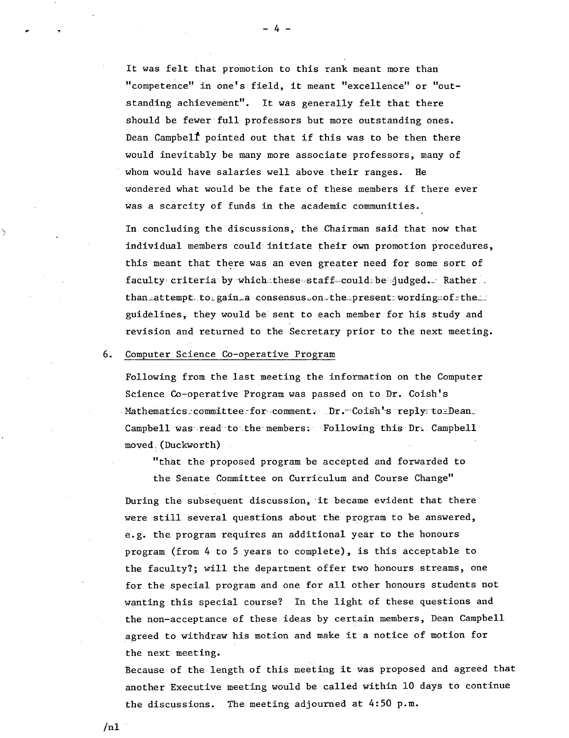It was felt that promotion to this rank meant more than "competence" in one's field, it meant "excellence" or "outstanding achievement". It was generally felt that there should be fewer full professors but more outstanding ones. Dean Campbell pointed out that if this was to be then there would inevitably be many more associate professors, many of whom would have salaries well above their ranges. He wondered what would be the fate of these members if there ever was a scarcity of funds in the academic communities.

In concluding the discussions, the Chairman said that now that individual members could initiate their own promotion procedures, this meant that there was an even greater need for some sort of faculty criteria by which these staff could be judged. Rather than attempt to gain a consensus on the present wording of the guidelines, they would be sent to each member for his study and revision and returned to the Secretary prior to the next meeting.

6. Computer Science Co-operative Program

Following from the last meeting the information on the Computer Science Co-operative Program was passed on to Dr. Coish's Mathematics committee for comment. Dr. Coish's reply to Dean Campbell was read to the members. Following this Dr. Campbell moved (Duckworth)

> "that the proposed program be accepted and forwarded to the Senate Committee on Curriculum and Course Change"

During the subsequent discussion, it became evident that there were still several questions about the program to be answered, e.g. the program requires an additional year to the honours program (from 4 to 5 years to complete), is this acceptable to the faculty?; will the department offer two honours streams, one for the special program and one for all other honours students not wanting this special course? In the light of these questions and the non-acceptance of these ideas by certain members, Dean Campbell agreed to withdraw his motion and make it a notice of motion for the next meeting.

Because of the length of this meeting it was proposed and agreed that another Executive meeting would be called within 10 days to continue the discussions. The meeting adjourned at 4:50 p.m.

/nl